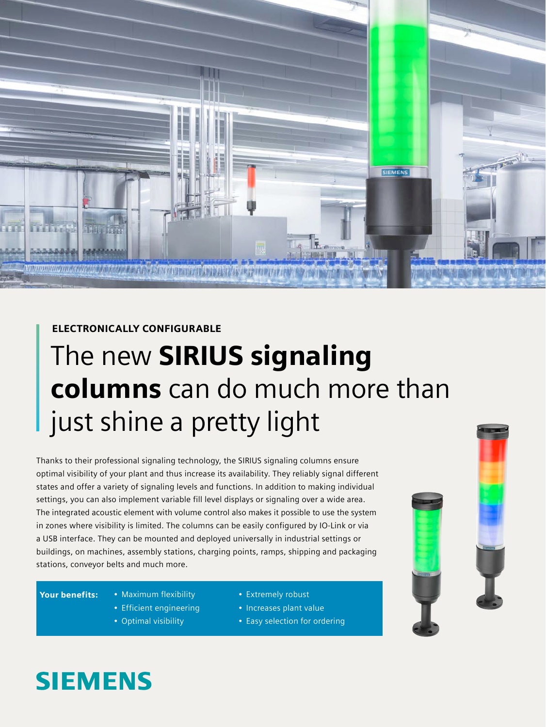ELECTRONICALLY CONFIGURABLE

# The new **SIRIUS signaling columns** can do much more than just shine a pretty light

Thanks to their professional signaling technology, the SIRIUS signaling columns ensure optimal visibility of your plant and thus increase its availability. They reliably signal different states and offer a variety of signaling levels and functions. In addition to making individual settings, you can also implement variable fill level displays or signaling over a wide area. The integrated acoustic element with volume control also makes it possible to use the system in zones where visibility is limited. The columns can be easily configured by IO-Link or via a USB interface. They can be mounted and deployed universally in industrial settings or buildings, on machines, assembly stations, charging points, ramps, shipping and packaging stations, conveyor belts and much more.

**Your benefits:**

- Maximum flexibility
- Efficient engineering
- Optimal visibility
- Extremely robust
- Increases plant value
- Easy selection for ordering

SIEMENS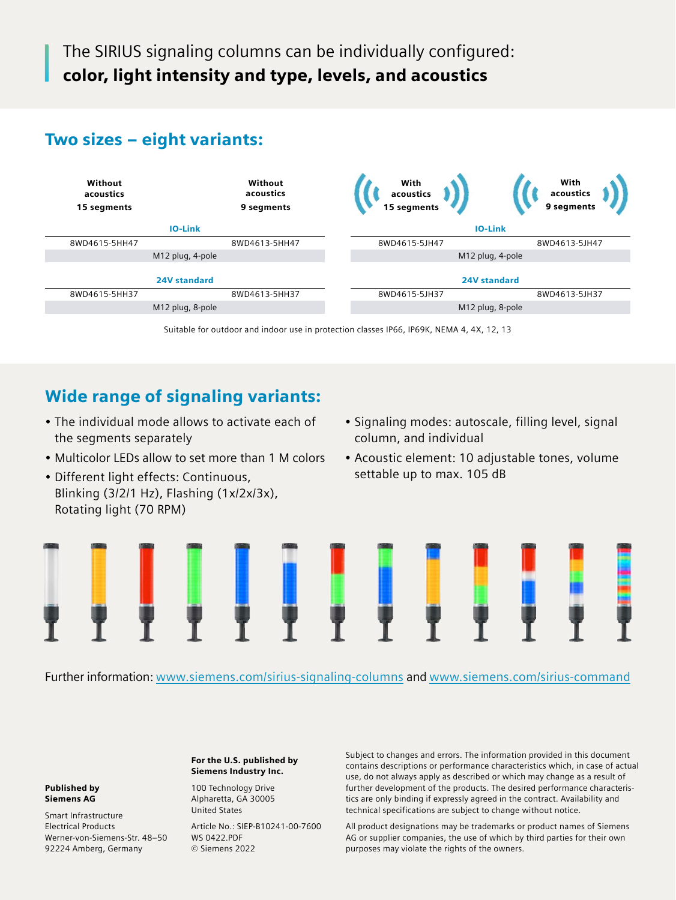The SIRIUS signaling columns can be individually configured:
**color, light intensity and type, levels, and acoustics**

## Two sizes – eight variants:

| Without acoustics 15 segments | Without acoustics 9 segments | With acoustics 15 segments | With acoustics 9 segments |
|---|---|---|---|
| **IO-Link** | | **IO-Link** | |
| 8WD4615-5HH47 | 8WD4613-5HH47 | 8WD4615-5JH47 | 8WD4613-5JH47 |
| M12 plug, 4-pole | | M12 plug, 4-pole | |
| **24V standard** | | **24V standard** | |
| 8WD4615-5HH37 | 8WD4613-5HH37 | 8WD4615-5JH37 | 8WD4613-5JH37 |
| M12 plug, 8-pole | | M12 plug, 8-pole | |

Suitable for outdoor and indoor use in protection classes IP66, IP69K, NEMA 4, 4X, 12, 13

## Wide range of signaling variants:

- The individual mode allows to activate each of the segments separately
- Multicolor LEDs allow to set more than 1 M colors
- Different light effects: Continuous, Blinking (3/2/1 Hz), Flashing (1x/2x/3x), Rotating light (70 RPM)
- Signaling modes: autoscale, filling level, signal column, and individual
- Acoustic element: 10 adjustable tones, volume settable up to max. 105 dB

Further information: www.siemens.com/sirius-signaling-columns and www.siemens.com/sirius-command

**Published by**
**Siemens AG**

Smart Infrastructure
Electrical Products
Werner-von-Siemens-Str. 48–50
92224 Amberg, Germany

**For the U.S. published by**
**Siemens Industry Inc.**

100 Technology Drive
Alpharetta, GA 30005
United States

Article No.: SIEP-B10241-00-7600
WS 0422.PDF
© Siemens 2022

Subject to changes and errors. The information provided in this document contains descriptions or performance characteristics which, in case of actual use, do not always apply as described or which may change as a result of further development of the products. The desired performance characteristics are only binding if expressly agreed in the contract. Availability and technical specifications are subject to change without notice.

All product designations may be trademarks or product names of Siemens AG or supplier companies, the use of which by third parties for their own purposes may violate the rights of the owners.